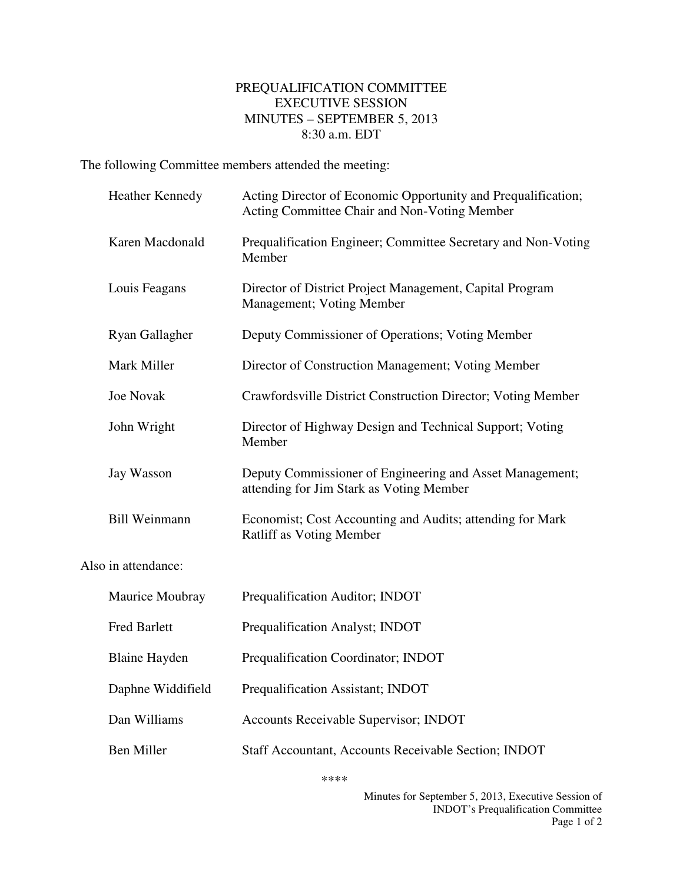# PREQUALIFICATION COMMITTEE
# EXECUTIVE SESSION
# MINUTES – SEPTEMBER 5, 2013
# 8:30 a.m. EDT

The following Committee members attended the meeting:

| | |
|---|---|
| Heather Kennedy | Acting Director of Economic Opportunity and Prequalification; Acting Committee Chair and Non-Voting Member |
| Karen Macdonald | Prequalification Engineer; Committee Secretary and Non-Voting Member |
| Louis Feagans | Director of District Project Management, Capital Program Management; Voting Member |
| Ryan Gallagher | Deputy Commissioner of Operations; Voting Member |
| Mark Miller | Director of Construction Management; Voting Member |
| Joe Novak | Crawfordsville District Construction Director; Voting Member |
| John Wright | Director of Highway Design and Technical Support; Voting Member |
| Jay Wasson | Deputy Commissioner of Engineering and Asset Management; attending for Jim Stark as Voting Member |
| Bill Weinmann | Economist; Cost Accounting and Audits; attending for Mark Ratliff as Voting Member |

Also in attendance:

| | |
|---|---|
| Maurice Moubray | Prequalification Auditor; INDOT |
| Fred Barlett | Prequalification Analyst; INDOT |
| Blaine Hayden | Prequalification Coordinator; INDOT |
| Daphne Widdifield | Prequalification Assistant; INDOT |
| Dan Williams | Accounts Receivable Supervisor; INDOT |
| Ben Miller | Staff Accountant, Accounts Receivable Section; INDOT |

****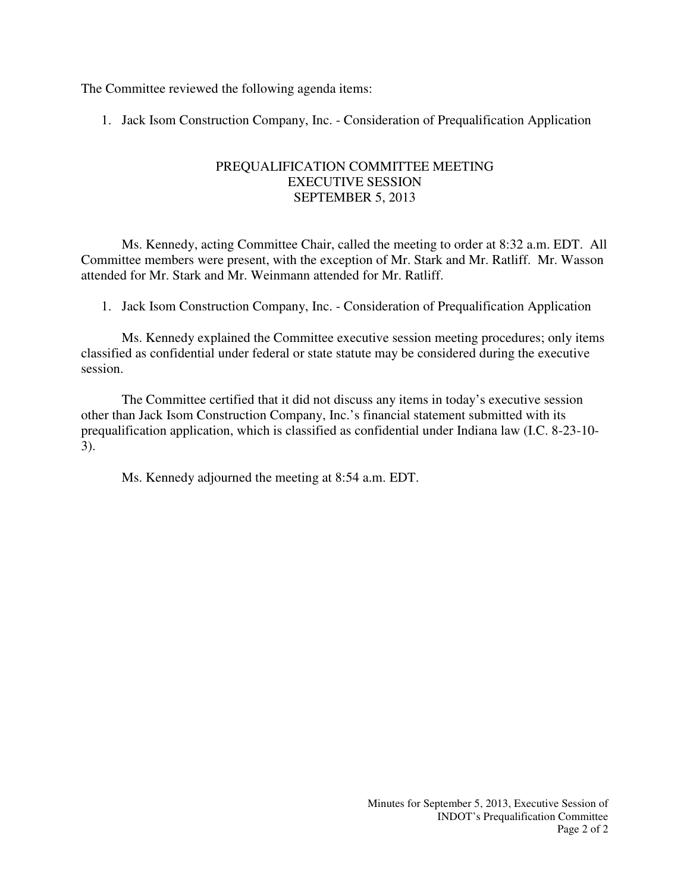The Committee reviewed the following agenda items:

1. Jack Isom Construction Company, Inc. - Consideration of Prequalification Application

## PREQUALIFICATION COMMITTEE MEETING
## EXECUTIVE SESSION
## SEPTEMBER 5, 2013

Ms. Kennedy, acting Committee Chair, called the meeting to order at 8:32 a.m. EDT. All Committee members were present, with the exception of Mr. Stark and Mr. Ratliff. Mr. Wasson attended for Mr. Stark and Mr. Weinmann attended for Mr. Ratliff.

1. Jack Isom Construction Company, Inc. - Consideration of Prequalification Application

Ms. Kennedy explained the Committee executive session meeting procedures; only items classified as confidential under federal or state statute may be considered during the executive session.

The Committee certified that it did not discuss any items in today's executive session other than Jack Isom Construction Company, Inc.'s financial statement submitted with its prequalification application, which is classified as confidential under Indiana law (I.C. 8-23-10-3).

Ms. Kennedy adjourned the meeting at 8:54 a.m. EDT.